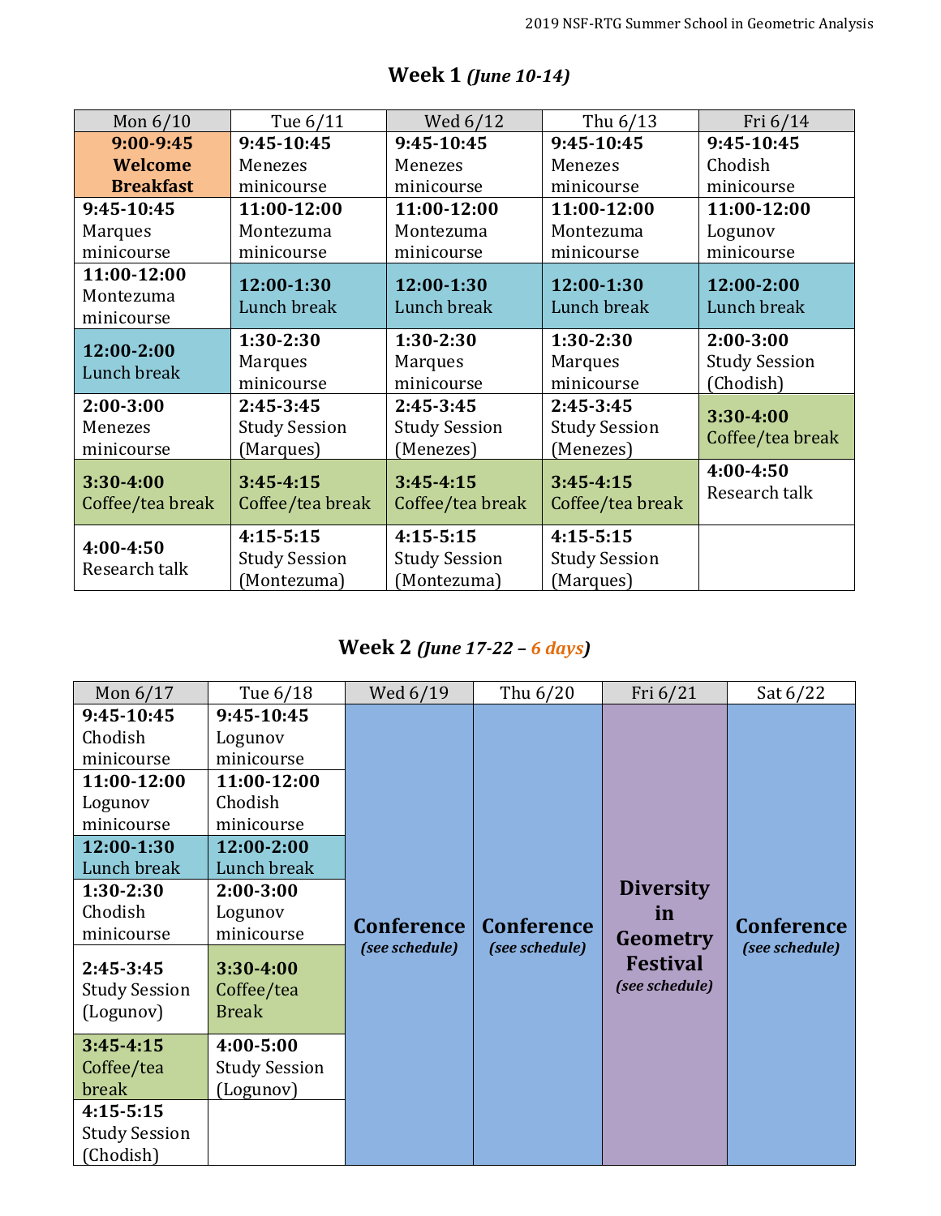## Week 1 *(June 10-14)*

| Mon 6/10 | Tue 6/11 | Wed 6/12 | Thu 6/13 | Fri 6/14 |
|---|---|---|---|---|
| **9:00-9:45 Welcome Breakfast** | **9:45-10:45** Menezes minicourse | **9:45-10:45** Menezes minicourse | **9:45-10:45** Menezes minicourse | **9:45-10:45** Chodish minicourse |
| **9:45-10:45** Marques minicourse | **11:00-12:00** Montezuma minicourse | **11:00-12:00** Montezuma minicourse | **11:00-12:00** Montezuma minicourse | **11:00-12:00** Logunov minicourse |
| **11:00-12:00** Montezuma minicourse | **12:00-1:30** Lunch break | **12:00-1:30** Lunch break | **12:00-1:30** Lunch break | **12:00-2:00** Lunch break |
| **12:00-2:00** Lunch break | **1:30-2:30** Marques minicourse | **1:30-2:30** Marques minicourse | **1:30-2:30** Marques minicourse | **2:00-3:00** Study Session (Chodish) |
| **2:00-3:00** Menezes minicourse | **2:45-3:45** Study Session (Marques) | **2:45-3:45** Study Session (Menezes) | **2:45-3:45** Study Session (Menezes) | **3:30-4:00** Coffee/tea break |
| **3:30-4:00** Coffee/tea break | **3:45-4:15** Coffee/tea break | **3:45-4:15** Coffee/tea break | **3:45-4:15** Coffee/tea break | **4:00-4:50** Research talk |
| **4:00-4:50** Research talk | **4:15-5:15** Study Session (Montezuma) | **4:15-5:15** Study Session (Montezuma) | **4:15-5:15** Study Session (Marques) | |

## Week 2 *(June 17-22 – 6 days)*

| Mon 6/17 | Tue 6/18 | Wed 6/19 | Thu 6/20 | Fri 6/21 | Sat 6/22 |
|---|---|---|---|---|---|
| **9:45-10:45** Chodish minicourse | **9:45-10:45** Logunov minicourse | **Conference** *(see schedule)* | **Conference** *(see schedule)* | **Diversity in Geometry Festival** *(see schedule)* | **Conference** *(see schedule)* |
| **11:00-12:00** Logunov minicourse | **11:00-12:00** Chodish minicourse | | | | |
| **12:00-1:30** Lunch break | **12:00-2:00** Lunch break | | | | |
| **1:30-2:30** Chodish minicourse | **2:00-3:00** Logunov minicourse | | | | |
| **2:45-3:45** Study Session (Logunov) | **3:30-4:00** Coffee/tea Break | | | | |
| **3:45-4:15** Coffee/tea break | **4:00-5:00** Study Session (Logunov) | | | | |
| **4:15-5:15** Study Session (Chodish) | | | | | |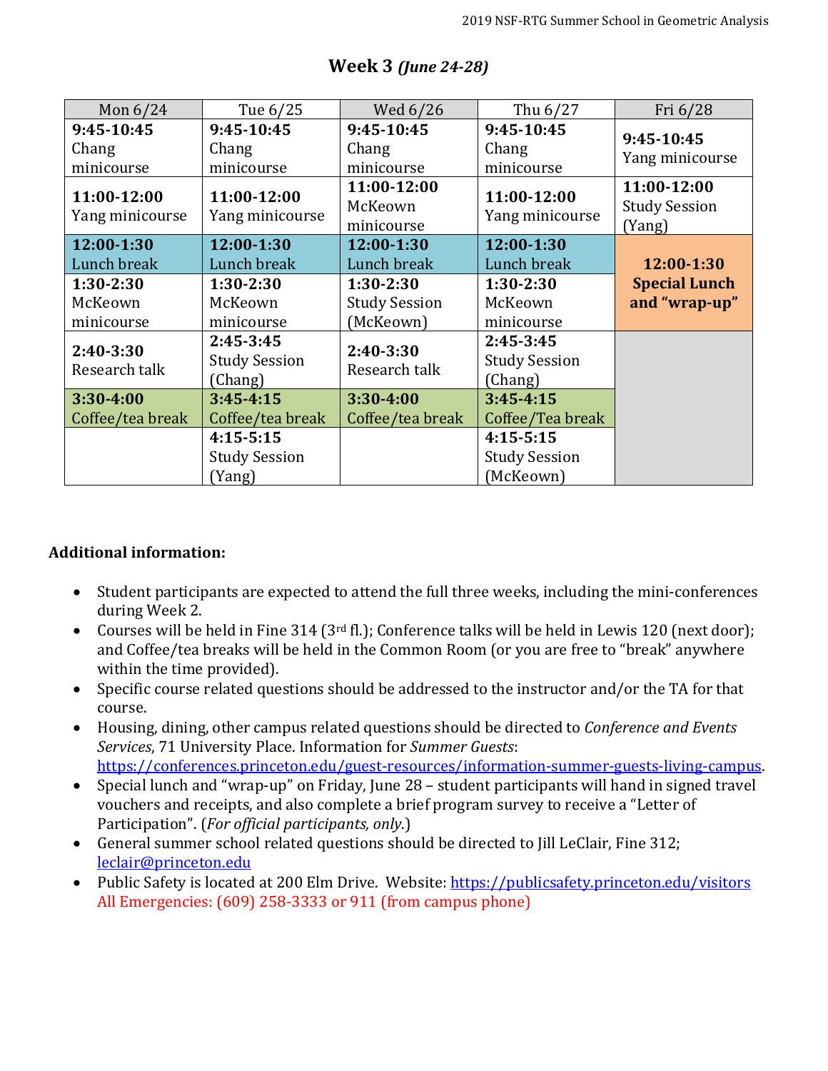## Week 3 *(June 24-28)*

| Mon 6/24 | Tue 6/25 | Wed 6/26 | Thu 6/27 | Fri 6/28 |
|---|---|---|---|---|
| **9:45-10:45** Chang minicourse | **9:45-10:45** Chang minicourse | **9:45-10:45** Chang minicourse | **9:45-10:45** Chang minicourse | **9:45-10:45** Yang minicourse |
| **11:00-12:00** Yang minicourse | **11:00-12:00** Yang minicourse | **11:00-12:00** McKeown minicourse | **11:00-12:00** Yang minicourse | **11:00-12:00** Study Session (Yang) |
| **12:00-1:30** Lunch break | **12:00-1:30** Lunch break | **12:00-1:30** Lunch break | **12:00-1:30** Lunch break | **12:00-1:30 Special Lunch and "wrap-up"** |
| **1:30-2:30** McKeown minicourse | **1:30-2:30** McKeown minicourse | **1:30-2:30** Study Session (McKeown) | **1:30-2:30** McKeown minicourse | |
| **2:40-3:30** Research talk | **2:45-3:45** Study Session (Chang) | **2:40-3:30** Research talk | **2:45-3:45** Study Session (Chang) | |
| **3:30-4:00** Coffee/tea break | **3:45-4:15** Coffee/tea break | **3:30-4:00** Coffee/tea break | **3:45-4:15** Coffee/Tea break | |
| | **4:15-5:15** Study Session (Yang) | | **4:15-5:15** Study Session (McKeown) | |

**Additional information:**

- Student participants are expected to attend the full three weeks, including the mini-conferences during Week 2.
- Courses will be held in Fine 314 (3rd fl.); Conference talks will be held in Lewis 120 (next door); and Coffee/tea breaks will be held in the Common Room (or you are free to "break" anywhere within the time provided).
- Specific course related questions should be addressed to the instructor and/or the TA for that course.
- Housing, dining, other campus related questions should be directed to *Conference and Events Services*, 71 University Place. Information for *Summer Guests*: https://conferences.princeton.edu/guest-resources/information-summer-guests-living-campus.
- Special lunch and "wrap-up" on Friday, June 28 – student participants will hand in signed travel vouchers and receipts, and also complete a brief program survey to receive a "Letter of Participation". (*For official participants, only*.)
- General summer school related questions should be directed to Jill LeClair, Fine 312; leclair@princeton.edu
- Public Safety is located at 200 Elm Drive. Website: https://publicsafety.princeton.edu/visitors
All Emergencies: (609) 258-3333 or 911 (from campus phone)